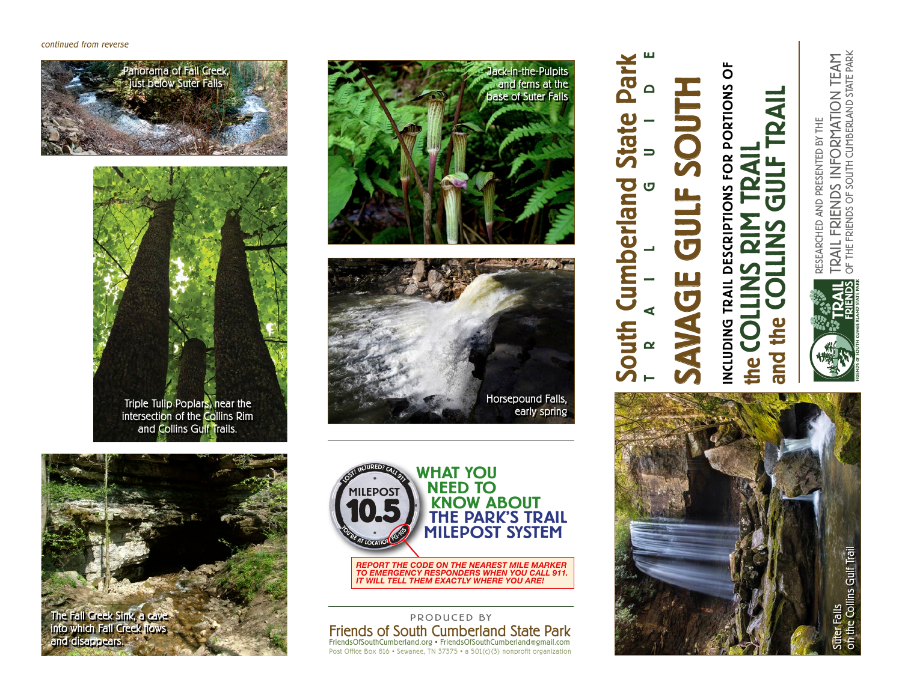*continued from reverse*

Panorama of Fall Creek, just below Suter Falls

Triple Tulip Poplars, near the intersection of the Collins Rim and Collins Gulf Trails.

The Fall Creek Sink, a cave into which Fall Creek flows and disappears.

Jack-in-the-Pulpits and ferns at the base of Suter Falls

Horsepound Falls, early spring

LOST? INJURED? CALL 911

MILEPOST 10.5

YOU'RE AT LOCATION FG-105

## WHAT YOU NEED TO KNOW ABOUT THE PARK'S TRAIL MILEPOST SYSTEM

***REPORT THE CODE ON THE NEAREST MILE MARKER TO EMERGENCY RESPONDERS WHEN YOU CALL 911. IT WILL TELL THEM EXACTLY WHERE YOU ARE!***

PRODUCED BY

**Friends of South Cumberland State Park**

FriendsOfSouthCumberland.org • FriendsOfSouthCumberland@gmail.com

Post Office Box 816 • Sewanee, TN 37375 • a 501(c)(3) nonprofit organization

# South Cumberland State Park

T R A I L G U I D E

# SAVAGE GULF SOUTH

## INCLUDING TRAIL DESCRIPTIONS FOR PORTIONS OF the COLLINS RIM TRAIL and the COLLINS GULF TRAIL

RESEARCHED AND PRESENTED BY THE TRAIL FRIENDS INFORMATION TEAM OF THE FRIENDS OF SOUTH CUMBERLAND STATE PARK

TRAIL FRIENDS

FRIENDS of SOUTH CUMBERLAND STATE PARK

Suter Falls on the Collins Gulf Trail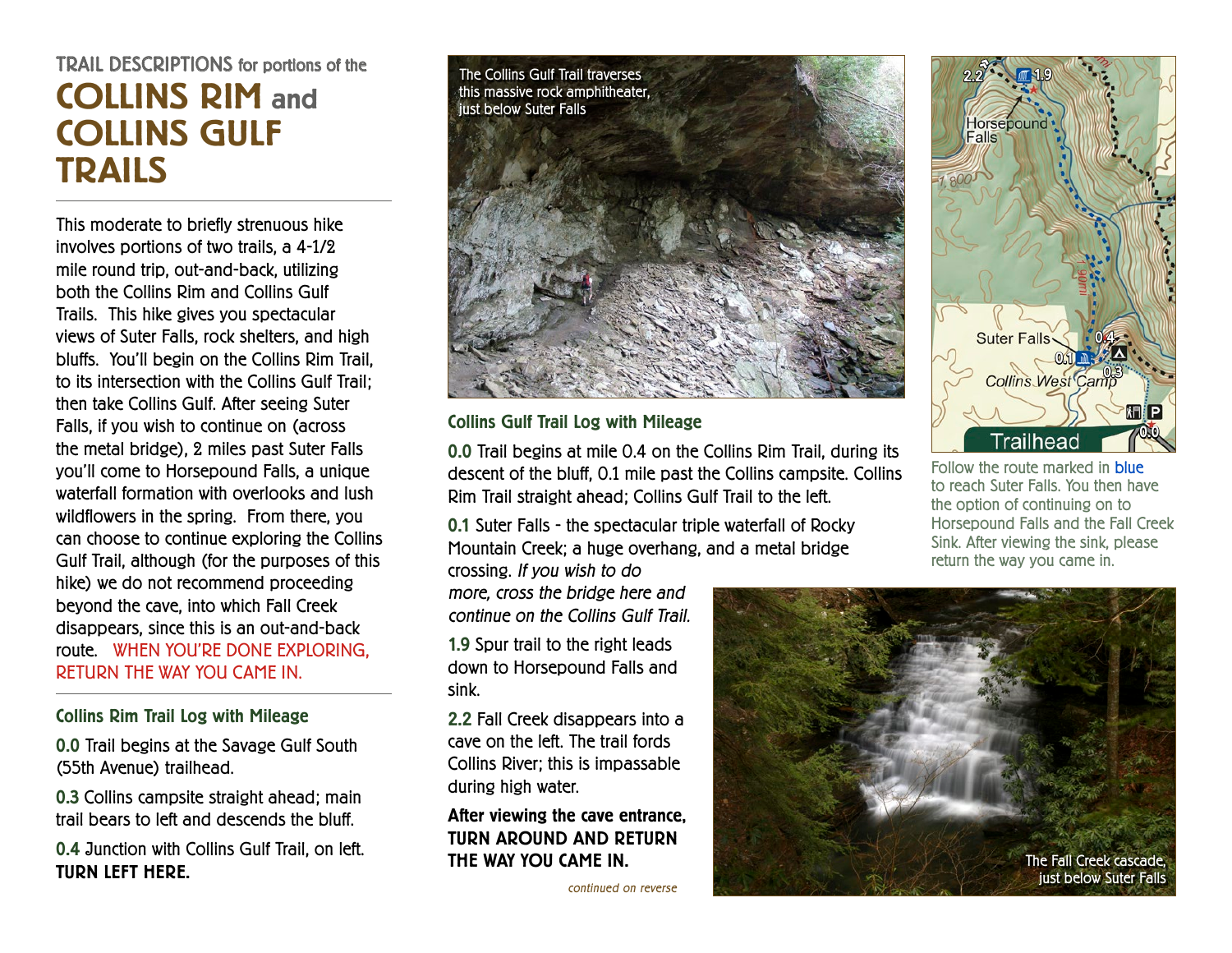TRAIL DESCRIPTIONS for portions of the

# COLLINS RIM and COLLINS GULF TRAILS

This moderate to briefly strenuous hike involves portions of two trails, a 4-1/2 mile round trip, out-and-back, utilizing both the Collins Rim and Collins Gulf Trails. This hike gives you spectacular views of Suter Falls, rock shelters, and high bluffs. You'll begin on the Collins Rim Trail, to its intersection with the Collins Gulf Trail; then take Collins Gulf. After seeing Suter Falls, if you wish to continue on (across the metal bridge), 2 miles past Suter Falls you'll come to Horsepound Falls, a unique waterfall formation with overlooks and lush wildflowers in the spring. From there, you can choose to continue exploring the Collins Gulf Trail, although (for the purposes of this hike) we do not recommend proceeding beyond the cave, into which Fall Creek disappears, since this is an out-and-back route. WHEN YOU'RE DONE EXPLORING, RETURN THE WAY YOU CAME IN.

## Collins Rim Trail Log with Mileage

**0.0** Trail begins at the Savage Gulf South (55th Avenue) trailhead.

**0.3** Collins campsite straight ahead; main trail bears to left and descends the bluff.

**0.4** Junction with Collins Gulf Trail, on left. **TURN LEFT HERE.**

The Collins Gulf Trail traverses this massive rock amphitheater, just below Suter Falls

## Collins Gulf Trail Log with Mileage

**0.0** Trail begins at mile 0.4 on the Collins Rim Trail, during its descent of the bluff, 0.1 mile past the Collins campsite. Collins Rim Trail straight ahead; Collins Gulf Trail to the left.

**0.1** Suter Falls - the spectacular triple waterfall of Rocky Mountain Creek; a huge overhang, and a metal bridge crossing. *If you wish to do more, cross the bridge here and continue on the Collins Gulf Trail.*

**1.9** Spur trail to the right leads down to Horsepound Falls and sink.

**2.2** Fall Creek disappears into a cave on the left. The trail fords Collins River; this is impassable during high water.

**After viewing the cave entrance, TURN AROUND AND RETURN THE WAY YOU CAME IN.**

*continued on reverse*

2.2
1.9
Horsepound Falls
1,800
1.9mi
Suter Falls
0.4
0.1
0.3
Collins West Camp
0.0
Trailhead

Follow the route marked in blue to reach Suter Falls. You then have the option of continuing on to Horsepound Falls and the Fall Creek Sink. After viewing the sink, please return the way you came in.

The Fall Creek cascade, just below Suter Falls